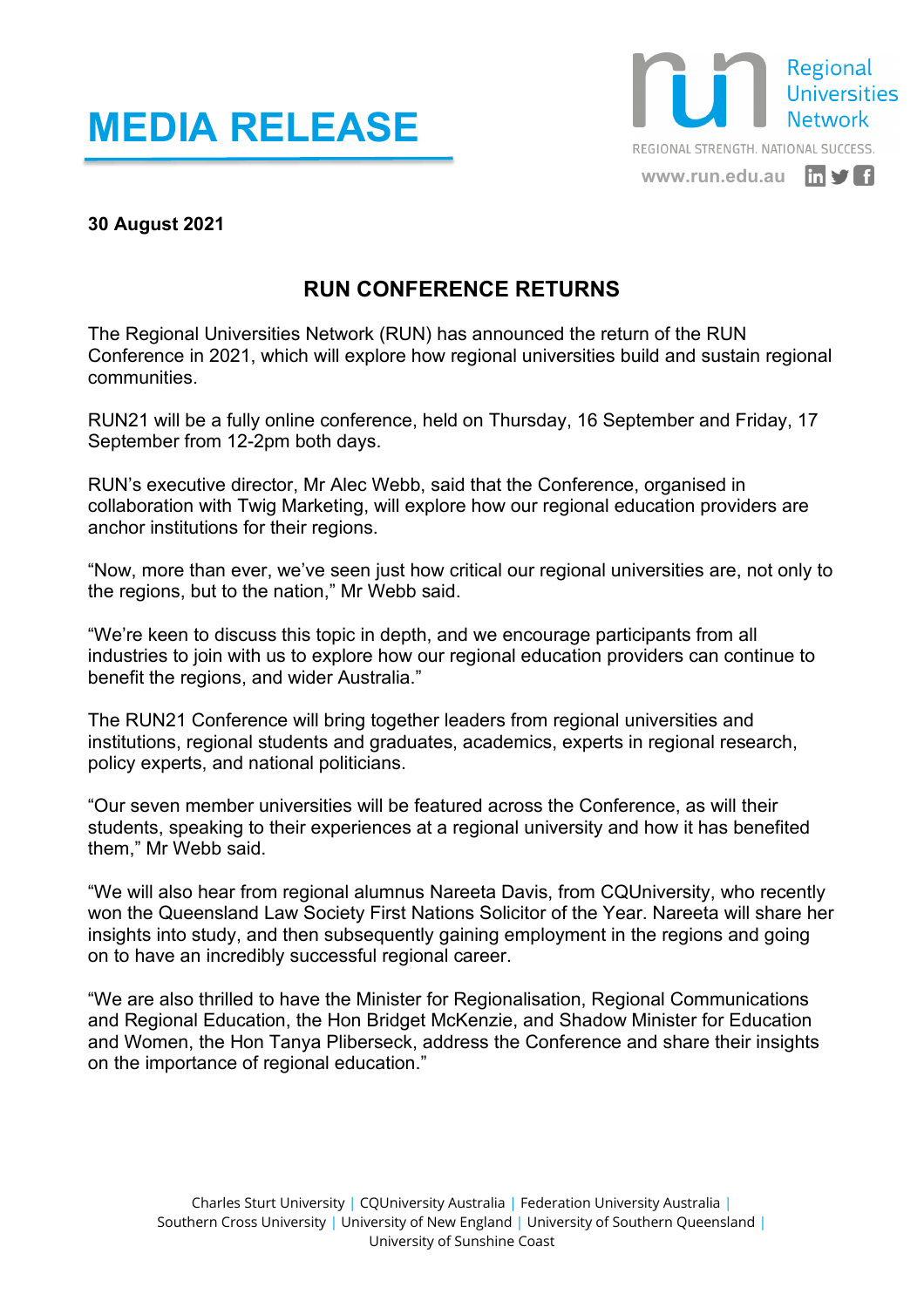# MEDIA RELEASE

Regional Universities Network

REGIONAL STRENGTH. NATIONAL SUCCESS.

www.run.edu.au

**30 August 2021**

## RUN CONFERENCE RETURNS

The Regional Universities Network (RUN) has announced the return of the RUN Conference in 2021, which will explore how regional universities build and sustain regional communities.

RUN21 will be a fully online conference, held on Thursday, 16 September and Friday, 17 September from 12-2pm both days.

RUN's executive director, Mr Alec Webb, said that the Conference, organised in collaboration with Twig Marketing, will explore how our regional education providers are anchor institutions for their regions.

"Now, more than ever, we've seen just how critical our regional universities are, not only to the regions, but to the nation," Mr Webb said.

"We're keen to discuss this topic in depth, and we encourage participants from all industries to join with us to explore how our regional education providers can continue to benefit the regions, and wider Australia."

The RUN21 Conference will bring together leaders from regional universities and institutions, regional students and graduates, academics, experts in regional research, policy experts, and national politicians.

"Our seven member universities will be featured across the Conference, as will their students, speaking to their experiences at a regional university and how it has benefited them," Mr Webb said.

"We will also hear from regional alumnus Nareeta Davis, from CQUniversity, who recently won the Queensland Law Society First Nations Solicitor of the Year. Nareeta will share her insights into study, and then subsequently gaining employment in the regions and going on to have an incredibly successful regional career.

"We are also thrilled to have the Minister for Regionalisation, Regional Communications and Regional Education, the Hon Bridget McKenzie, and Shadow Minister for Education and Women, the Hon Tanya Pliberseck, address the Conference and share their insights on the importance of regional education."

Charles Sturt University | CQUniversity Australia | Federation University Australia | Southern Cross University | University of New England | University of Southern Queensland | University of Sunshine Coast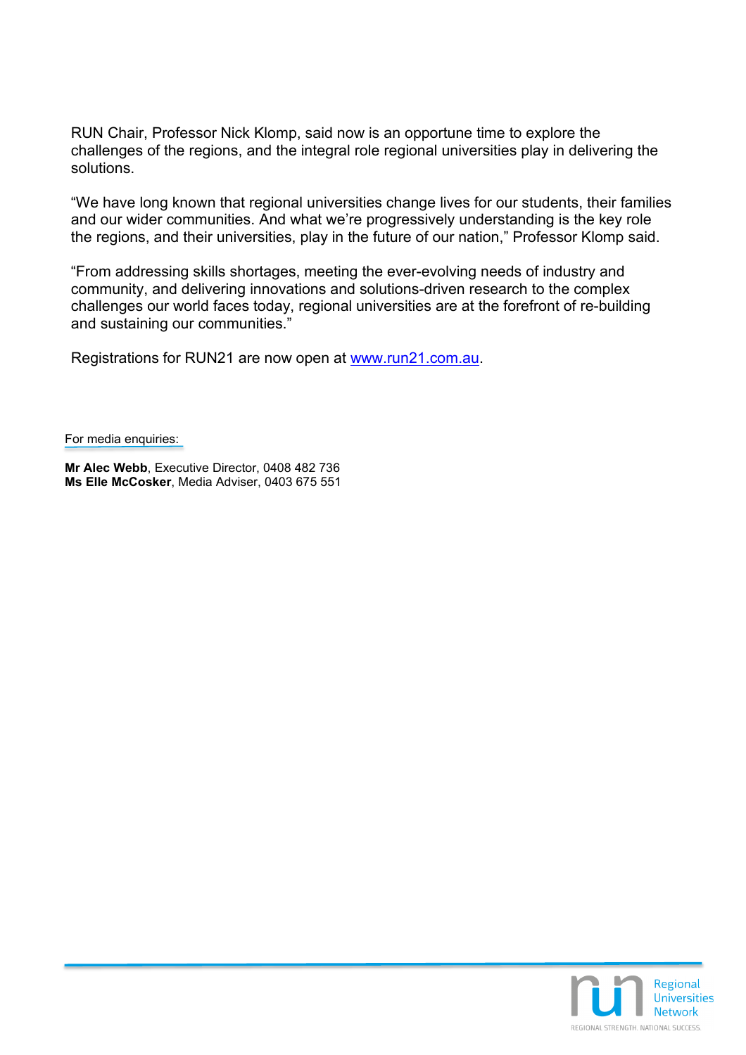RUN Chair, Professor Nick Klomp, said now is an opportune time to explore the challenges of the regions, and the integral role regional universities play in delivering the solutions.

"We have long known that regional universities change lives for our students, their families and our wider communities. And what we're progressively understanding is the key role the regions, and their universities, play in the future of our nation," Professor Klomp said.

"From addressing skills shortages, meeting the ever-evolving needs of industry and community, and delivering innovations and solutions-driven research to the complex challenges our world faces today, regional universities are at the forefront of re-building and sustaining our communities."

Registrations for RUN21 are now open at [www.run21.com.au](http://www.run21.com.au).

For media enquiries:

**Mr Alec Webb**, Executive Director, 0408 482 736
**Ms Elle McCosker**, Media Adviser, 0403 675 551

Regional Universities Network

REGIONAL STRENGTH. NATIONAL SUCCESS.